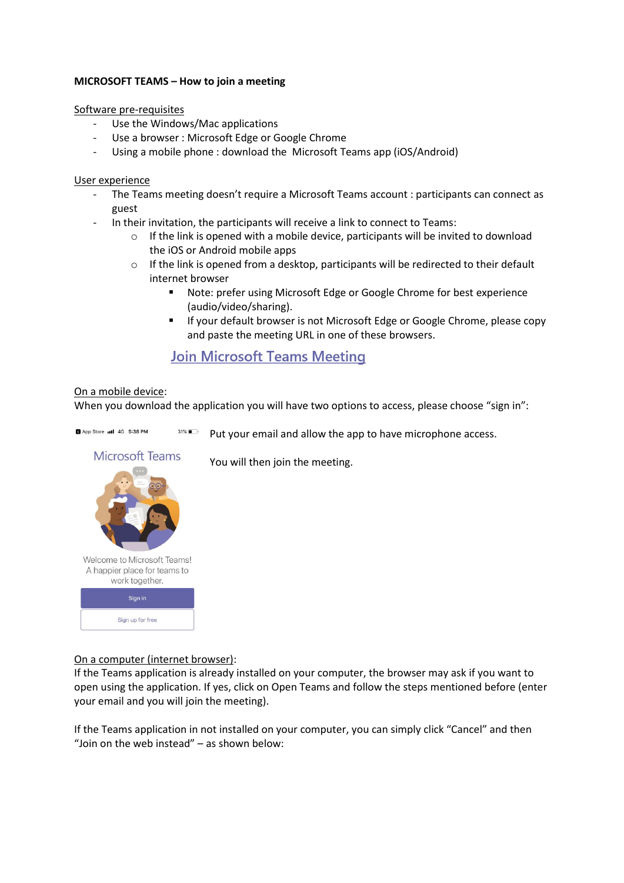**MICROSOFT TEAMS – How to join a meeting**

Software pre-requisites

- Use the Windows/Mac applications
- Use a browser : Microsoft Edge or Google Chrome
- Using a mobile phone : download the  Microsoft Teams app (iOS/Android)

User experience

- The Teams meeting doesn't require a Microsoft Teams account : participants can connect as guest
- In their invitation, the participants will receive a link to connect to Teams:
  - If the link is opened with a mobile device, participants will be invited to download the iOS or Android mobile apps
  - If the link is opened from a desktop, participants will be redirected to their default internet browser
    - Note: prefer using Microsoft Edge or Google Chrome for best experience (audio/video/sharing).
    - If your default browser is not Microsoft Edge or Google Chrome, please copy and paste the meeting URL in one of these browsers.

## Join Microsoft Teams Meeting

On a mobile device:
When you download the application you will have two options to access, please choose "sign in":

Put your email and allow the app to have microphone access.

You will then join the meeting.

On a computer (internet browser):
If the Teams application is already installed on your computer, the browser may ask if you want to open using the application. If yes, click on Open Teams and follow the steps mentioned before (enter your email and you will join the meeting).

If the Teams application in not installed on your computer, you can simply click "Cancel" and then "Join on the web instead" – as shown below: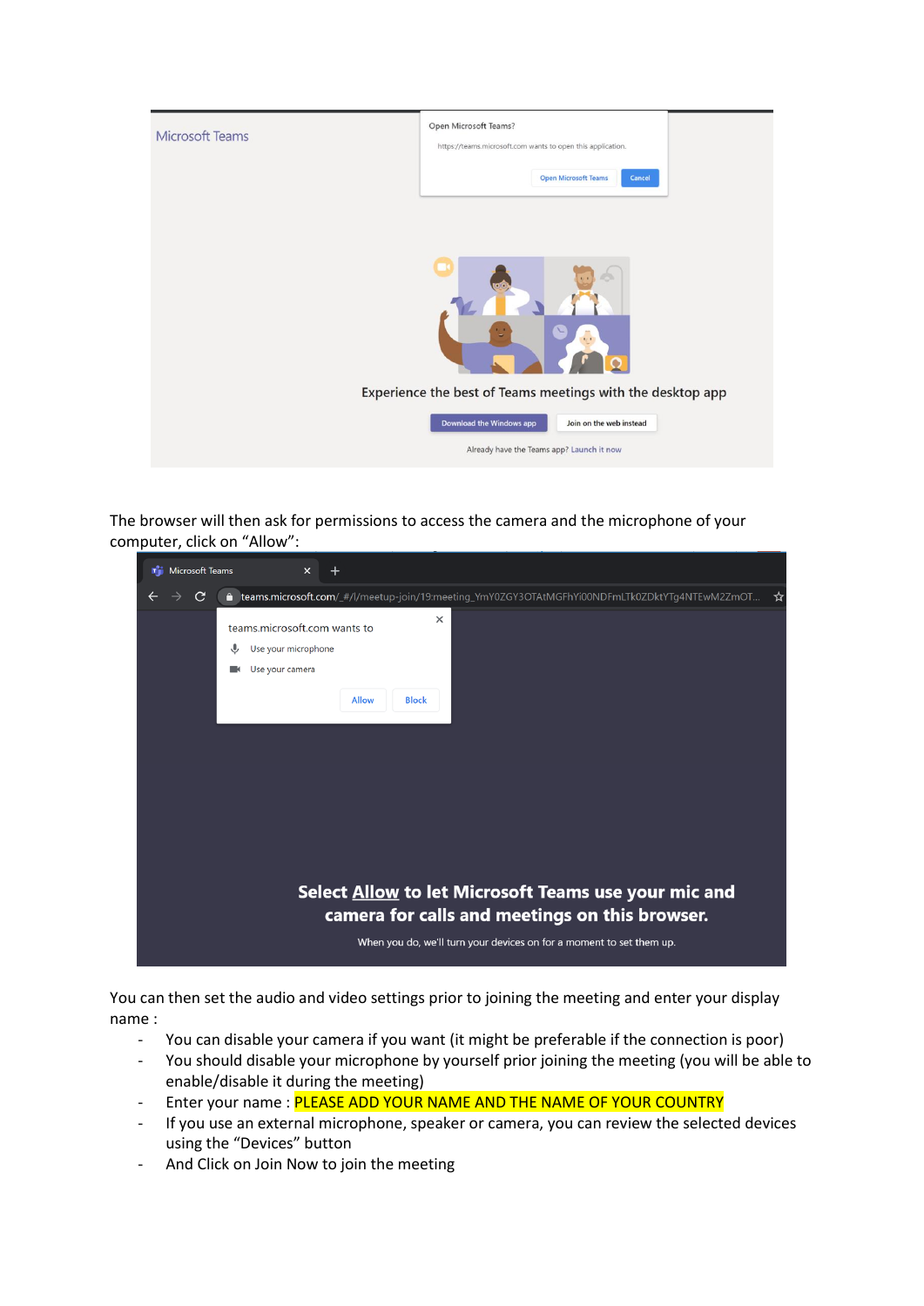The browser will then ask for permissions to access the camera and the microphone of your computer, click on “Allow”:

You can then set the audio and video settings prior to joining the meeting and enter your display name :

- You can disable your camera if you want (it might be preferable if the connection is poor)
- You should disable your microphone by yourself prior joining the meeting (you will be able to enable/disable it during the meeting)
- Enter your name : PLEASE ADD YOUR NAME AND THE NAME OF YOUR COUNTRY
- If you use an external microphone, speaker or camera, you can review the selected devices using the “Devices” button
- And Click on Join Now to join the meeting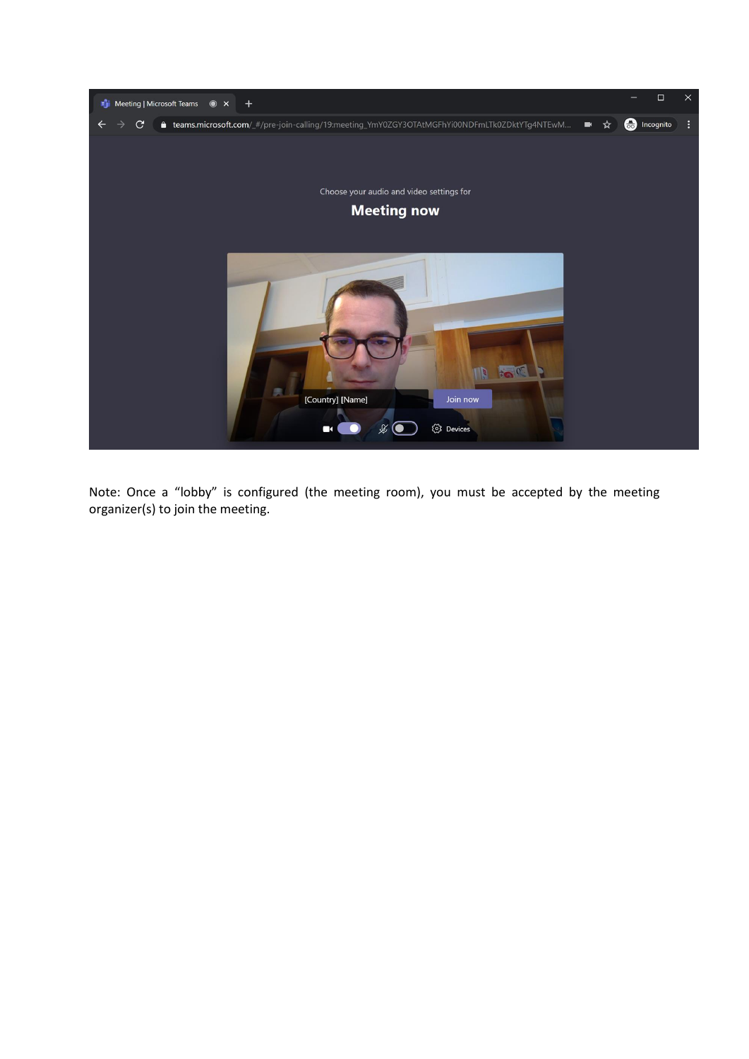Note: Once a “lobby” is configured (the meeting room), you must be accepted by the meeting organizer(s) to join the meeting.